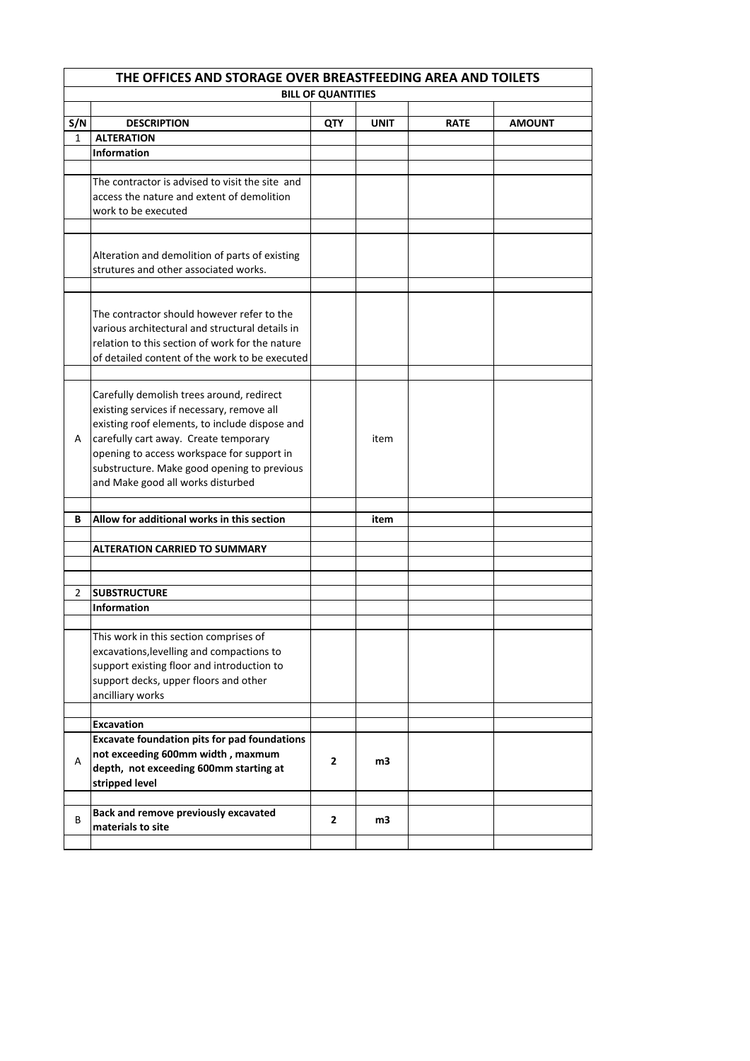# THE OFFICES AND STORAGE OVER BREASTFEEDING AREA AND TOILETS

## BILL OF QUANTITIES

| S/N | DESCRIPTION | QTY | UNIT | RATE | AMOUNT |
|---|---|---|---|---|---|
| 1 | **ALTERATION** | | | | |
| | **Information** | | | | |
| | | | | | |
| | The contractor is advised to visit the site and access the nature and extent of demolition work to be executed | | | | |
| | | | | | |
| | Alteration and demolition of parts of existing strutures and other associated works. | | | | |
| | | | | | |
| | The contractor should however refer to the various architectural and structural details in relation to this section of work for the nature of detailed content of the work to be executed | | | | |
| | | | | | |
| A | Carefully demolish trees around, redirect existing services if necessary, remove all existing roof elements, to include dispose and carefully cart away. Create temporary opening to access workspace for support in substructure. Make good opening to previous and Make good all works disturbed | | item | | |
| | | | | | |
| **B** | **Allow for additional works in this section** | | **item** | | |
| | | | | | |
| | **ALTERATION CARRIED TO SUMMARY** | | | | |
| | | | | | |
| | | | | | |
| 2 | **SUBSTRUCTURE** | | | | |
| | **Information** | | | | |
| | | | | | |
| | This work in this section comprises of excavations,levelling and compactions to support existing floor and introduction to support decks, upper floors and other ancilliary works | | | | |
| | | | | | |
| | **Excavation** | | | | |
| A | **Excavate foundation pits for pad foundations not exceeding 600mm width , maxmum depth, not exceeding 600mm starting at stripped level** | **2** | **m3** | | |
| | | | | | |
| B | **Back and remove previously excavated materials to site** | **2** | **m3** | | |
| | | | | | |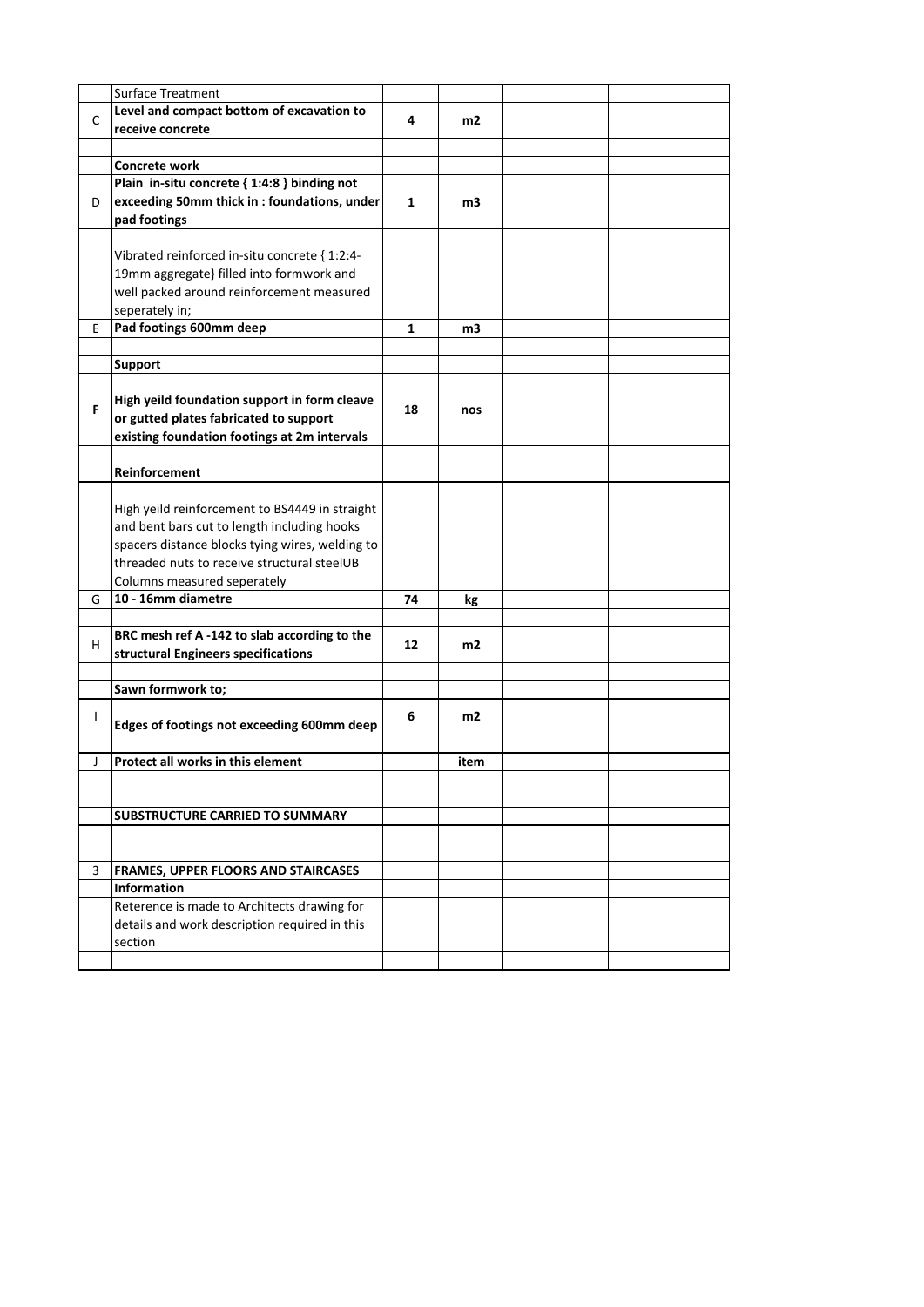| | | | | | |
|---|---|---|---|---|---|
| | Surface Treatment | | | | |
| C | **Level and compact bottom of excavation to receive concrete** | **4** | **m2** | | |
| | | | | | |
| | **Concrete work** | | | | |
| D | **Plain in-situ concrete { 1:4:8 } binding not exceeding 50mm thick in : foundations, under pad footings** | **1** | **m3** | | |
| | | | | | |
| | Vibrated reinforced in-situ concrete { 1:2:4-19mm aggregate} filled into formwork and well packed around reinforcement measured seperately in; | | | | |
| E | **Pad footings 600mm deep** | **1** | **m3** | | |
| | | | | | |
| | **Support** | | | | |
| **F** | **High yeild foundation support in form cleave or gutted plates fabricated to support existing foundation footings at 2m intervals** | **18** | **nos** | | |
| | | | | | |
| | **Reinforcement** | | | | |
| | High yeild reinforcement to BS4449 in straight and bent bars cut to length including hooks spacers distance blocks tying wires, welding to threaded nuts to receive structural steelUB Columns measured seperately | | | | |
| G | **10 - 16mm diametre** | **74** | **kg** | | |
| | | | | | |
| H | **BRC mesh ref A -142 to slab according to the structural Engineers specifications** | **12** | **m2** | | |
| | | | | | |
| | **Sawn formwork to;** | | | | |
| I | **Edges of footings not exceeding 600mm deep** | **6** | **m2** | | |
| | | | | | |
| J | **Protect all works in this element** | | **item** | | |
| | | | | | |
| | | | | | |
| | **SUBSTRUCTURE CARRIED TO SUMMARY** | | | | |
| | | | | | |
| | | | | | |
| 3 | **FRAMES, UPPER FLOORS AND STAIRCASES** | | | | |
| | **Information** | | | | |
| | Reterence is made to Architects drawing for details and work description required in this section | | | | |
| | | | | | |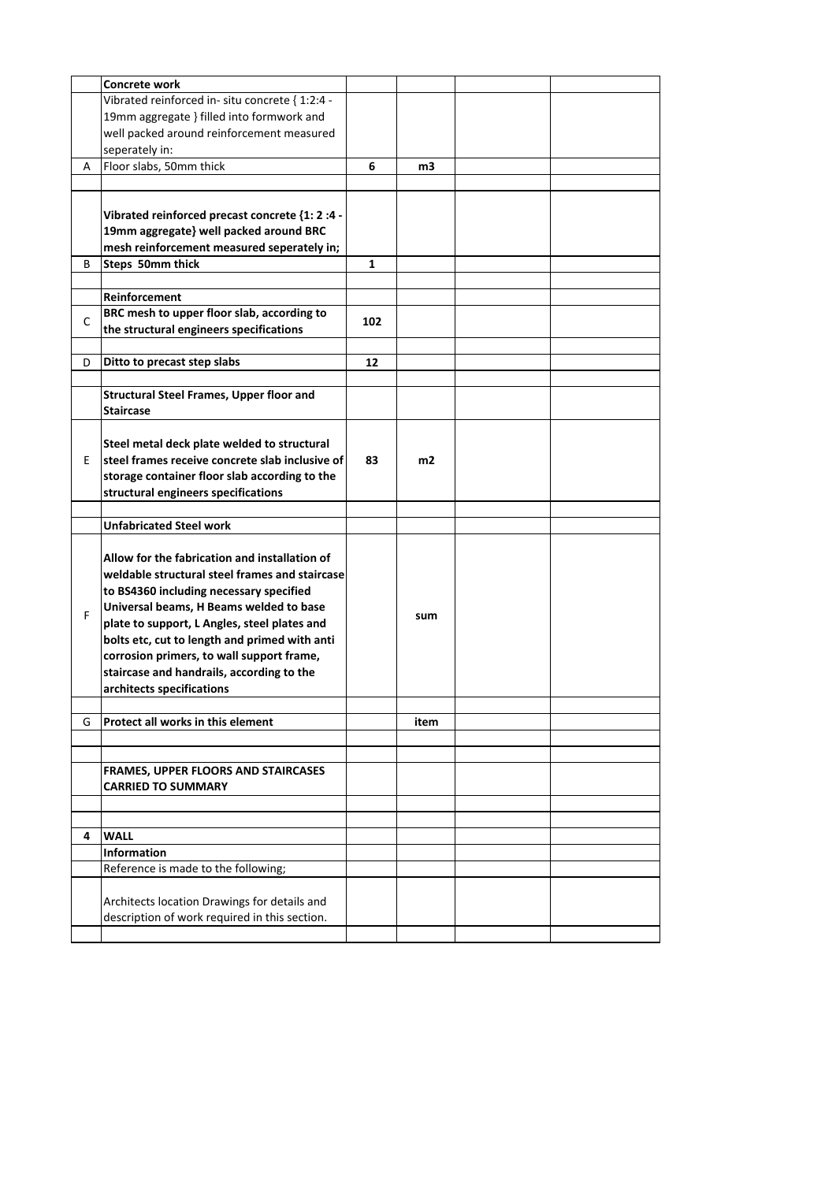| | | | | | |
|---|---|---|---|---|---|
| | **Concrete work** | | | | |
| | Vibrated reinforced in- situ concrete { 1:2:4 - 19mm aggregate } filled into formwork and well packed around reinforcement measured seperately in: | | | | |
| A | Floor slabs, 50mm thick | **6** | **m3** | | |
| | | | | | |
| | **Vibrated reinforced precast concrete {1: 2 :4 - 19mm aggregate} well packed around BRC mesh reinforcement measured seperately in;** | | | | |
| B | **Steps 50mm thick** | **1** | | | |
| | | | | | |
| | **Reinforcement** | | | | |
| C | **BRC mesh to upper floor slab, according to the structural engineers specifications** | **102** | | | |
| | | | | | |
| D | **Ditto to precast step slabs** | **12** | | | |
| | | | | | |
| | **Structural Steel Frames, Upper floor and Staircase** | | | | |
| E | **Steel metal deck plate welded to structural steel frames receive concrete slab inclusive of storage container floor slab according to the structural engineers specifications** | **83** | **m2** | | |
| | | | | | |
| | **Unfabricated Steel work** | | | | |
| F | **Allow for the fabrication and installation of weldable structural steel frames and staircase to BS4360 including necessary specified Universal beams, H Beams welded to base plate to support, L Angles, steel plates and bolts etc, cut to length and primed with anti corrosion primers, to wall support frame, staircase and handrails, according to the architects specifications** | | **sum** | | |
| | | | | | |
| G | **Protect all works in this element** | | **item** | | |
| | | | | | |
| | | | | | |
| | **FRAMES, UPPER FLOORS AND STAIRCASES CARRIED TO SUMMARY** | | | | |
| | | | | | |
| | | | | | |
| **4** | **WALL** | | | | |
| | **Information** | | | | |
| | Reference is made to the following; | | | | |
| | Architects location Drawings for details and description of work required in this section. | | | | |
| | | | | | |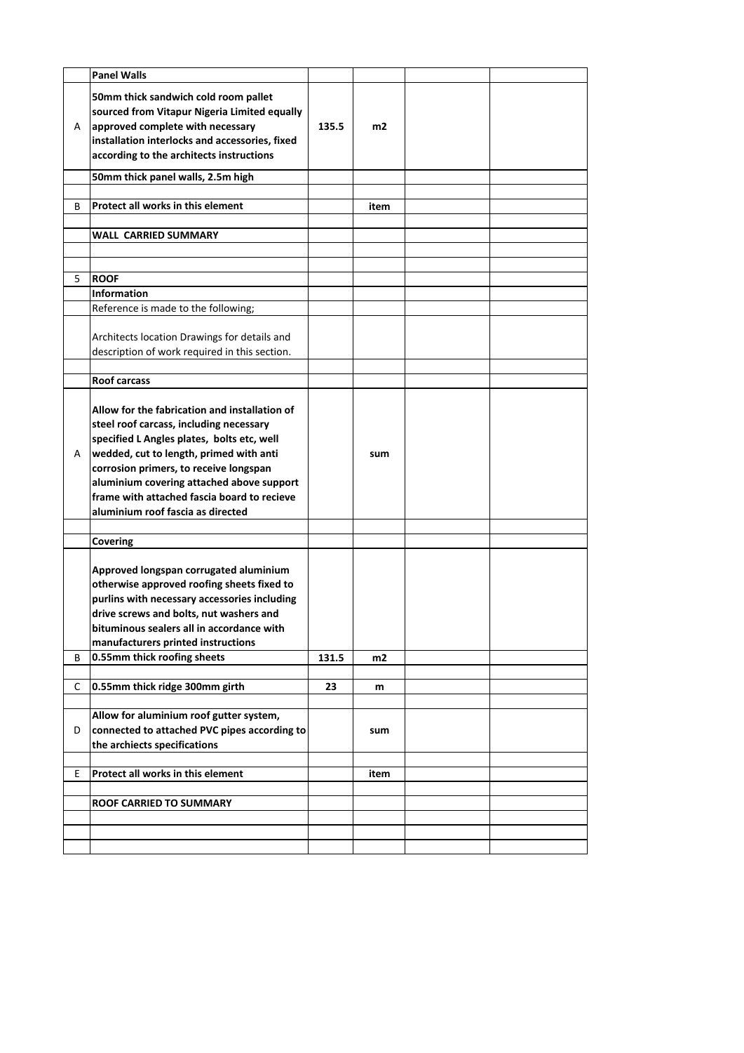| | | | | | |
|---|---|---|---|---|---|
| | **Panel Walls** | | | | |
| A | **50mm thick sandwich cold room pallet sourced from Vitapur Nigeria Limited equally approved complete with necessary installation interlocks and accessories, fixed according to the architects instructions** | **135.5** | **m2** | | |
| | **50mm thick panel walls, 2.5m high** | | | | |
| | | | | | |
| B | **Protect all works in this element** | | **item** | | |
| | | | | | |
| | **WALL CARRIED SUMMARY** | | | | |
| | | | | | |
| | | | | | |
| 5 | **ROOF** | | | | |
| | **Information** | | | | |
| | Reference is made to the following; | | | | |
| | Architects location Drawings for details and description of work required in this section. | | | | |
| | | | | | |
| | **Roof carcass** | | | | |
| A | **Allow for the fabrication and installation of steel roof carcass, including necessary specified L Angles plates, bolts etc, well wedded, cut to length, primed with anti corrosion primers, to receive longspan aluminium covering attached above support frame with attached fascia board to recieve aluminium roof fascia as directed** | | **sum** | | |
| | | | | | |
| | **Covering** | | | | |
| | **Approved longspan corrugated aluminium otherwise approved roofing sheets fixed to purlins with necessary accessories including drive screws and bolts, nut washers and bituminous sealers all in accordance with manufacturers printed instructions** | | | | |
| B | **0.55mm thick roofing sheets** | **131.5** | **m2** | | |
| | | | | | |
| C | **0.55mm thick ridge 300mm girth** | **23** | **m** | | |
| | | | | | |
| D | **Allow for aluminium roof gutter system, connected to attached PVC pipes according to the archiects specifications** | | **sum** | | |
| | | | | | |
| E | **Protect all works in this element** | | **item** | | |
| | | | | | |
| | **ROOF CARRIED TO SUMMARY** | | | | |
| | | | | | |
| | | | | | |
| | | | | | |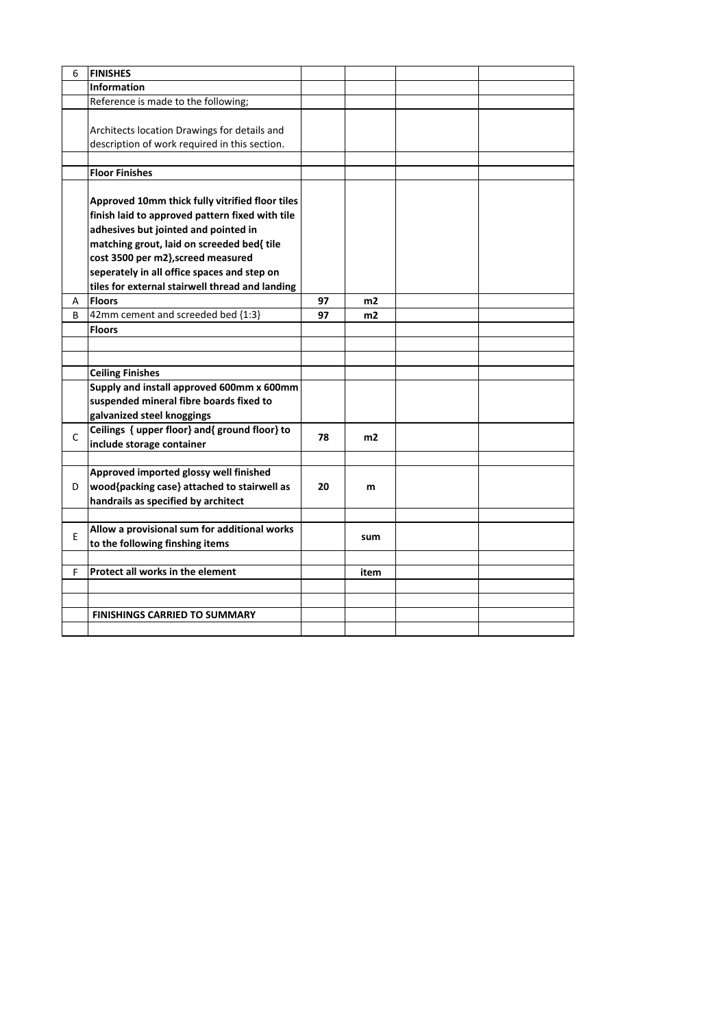| 6 | **FINISHES** | | | | |
|---|---|---|---|---|---|
| | **Information** | | | | |
| | Reference is made to the following; | | | | |
| | Architects location Drawings for details and description of work required in this section. | | | | |
| | | | | | |
| | **Floor Finishes** | | | | |
| | **Approved 10mm thick fully vitrified floor tiles finish laid to approved pattern fixed with tile adhesives but jointed and pointed in matching grout, laid on screeded bed{ tile cost 3500 per m2},screed measured seperately in all office spaces and step on tiles for external stairwell thread and landing** | | | | |
| A | **Floors** | **97** | **m2** | | |
| B | 42mm cement and screeded bed {1:3} | **97** | **m2** | | |
| | **Floors** | | | | |
| | | | | | |
| | | | | | |
| | **Ceiling Finishes** | | | | |
| | **Supply and install approved 600mm x 600mm suspended mineral fibre boards fixed to galvanized steel knoggings** | | | | |
| C | **Ceilings { upper floor} and{ ground floor} to include storage container** | **78** | **m2** | | |
| | | | | | |
| D | **Approved imported glossy well finished wood{packing case} attached to stairwell as handrails as specified by architect** | **20** | **m** | | |
| | | | | | |
| E | **Allow a provisional sum for additional works to the following finshing items** | | **sum** | | |
| | | | | | |
| F | **Protect all works in the element** | | **item** | | |
| | | | | | |
| | | | | | |
| | **FINISHINGS CARRIED TO SUMMARY** | | | | |
| | | | | | |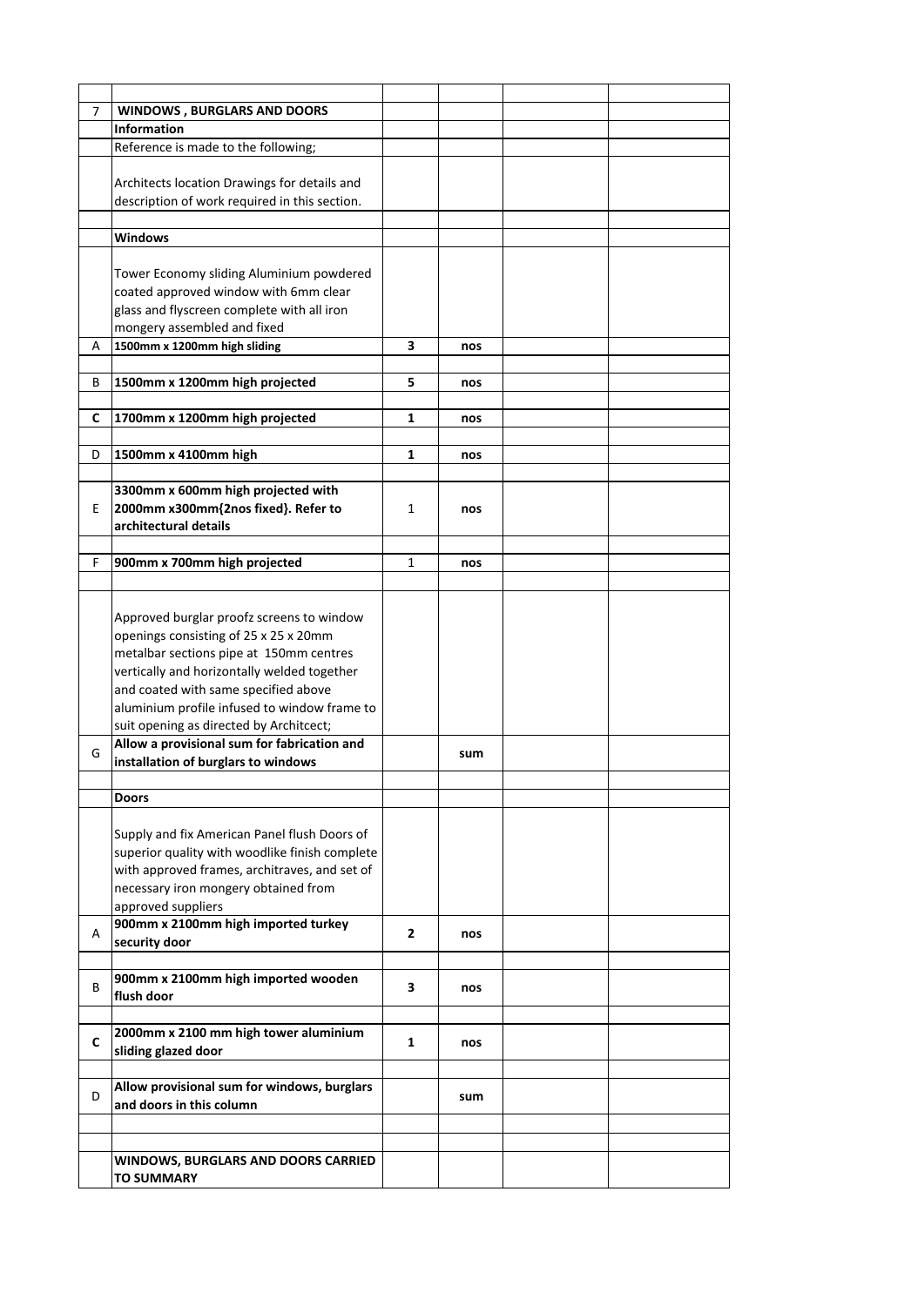| | | | | | |
|---|---|---|---|---|---|
| 7 | **WINDOWS , BURGLARS AND DOORS** | | | | |
| | **Information** | | | | |
| | Reference is made to the following; | | | | |
| | Architects location Drawings for details and description of work required in this section. | | | | |
| | | | | | |
| | **Windows** | | | | |
| | Tower Economy sliding Aluminium powdered coated approved window with 6mm clear glass and flyscreen complete with all iron mongery assembled and fixed | | | | |
| A | **1500mm x 1200mm high sliding** | **3** | **nos** | | |
| | | | | | |
| B | **1500mm x 1200mm high projected** | **5** | **nos** | | |
| | | | | | |
| **C** | **1700mm x 1200mm high projected** | **1** | **nos** | | |
| | | | | | |
| D | **1500mm x 4100mm high** | **1** | **nos** | | |
| | | | | | |
| E | **3300mm x 600mm high projected with 2000mm x300mm{2nos fixed}. Refer to architectural details** | 1 | **nos** | | |
| | | | | | |
| F | **900mm x 700mm high projected** | 1 | **nos** | | |
| | | | | | |
| | Approved burglar proofz screens to window openings consisting of 25 x 25 x 20mm metalbar sections pipe at 150mm centres vertically and horizontally welded together and coated with same specified above aluminium profile infused to window frame to suit opening as directed by Architcect; | | | | |
| G | **Allow a provisional sum for fabrication and installation of burglars to windows** | | **sum** | | |
| | | | | | |
| | **Doors** | | | | |
| | Supply and fix American Panel flush Doors of superior quality with woodlike finish complete with approved frames, architraves, and set of necessary iron mongery obtained from approved suppliers | | | | |
| A | **900mm x 2100mm high imported turkey security door** | **2** | **nos** | | |
| | | | | | |
| B | **900mm x 2100mm high imported wooden flush door** | **3** | **nos** | | |
| | | | | | |
| **C** | **2000mm x 2100 mm high tower aluminium sliding glazed door** | **1** | **nos** | | |
| | | | | | |
| D | **Allow provisional sum for windows, burglars and doors in this column** | | **sum** | | |
| | | | | | |
| | | | | | |
| | **WINDOWS, BURGLARS AND DOORS CARRIED TO SUMMARY** | | | | |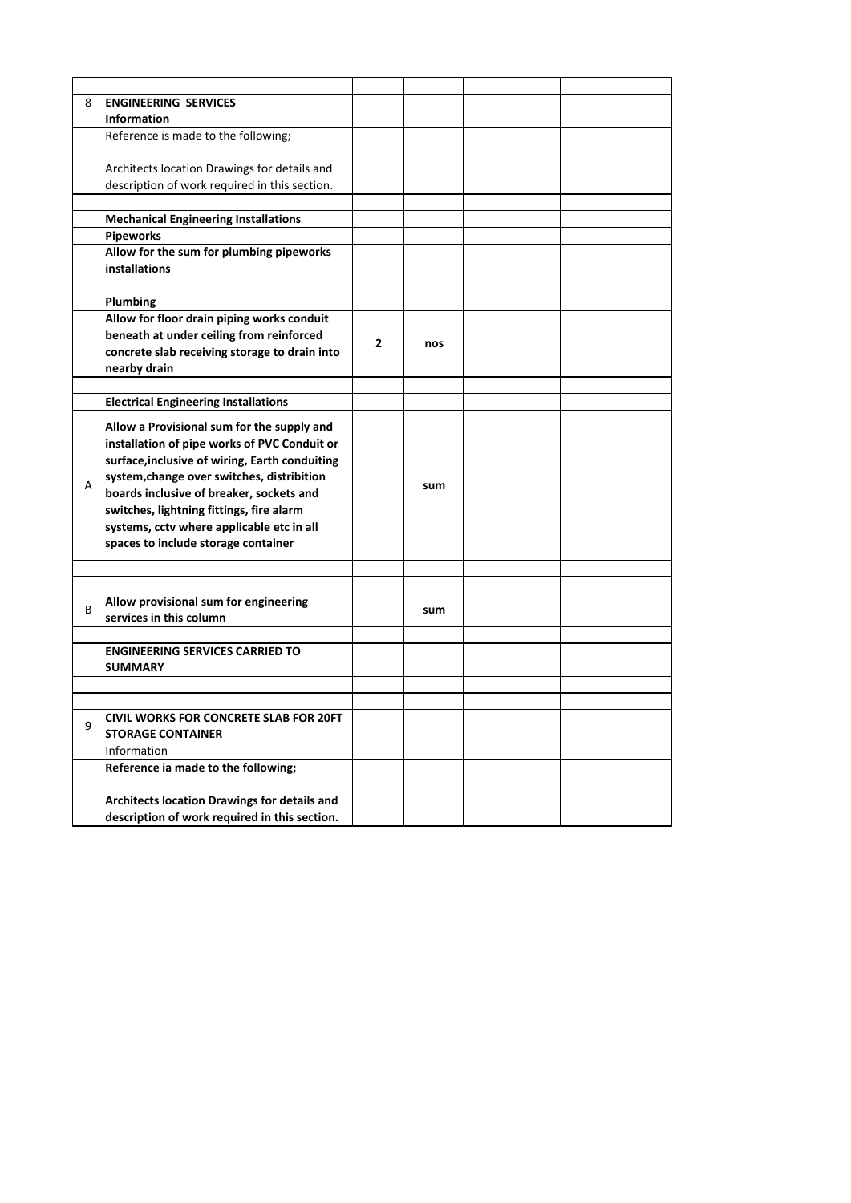| | | | | | |
|---|---|---|---|---|---|
| 8 | **ENGINEERING SERVICES** | | | | |
| | **Information** | | | | |
| | Reference is made to the following; | | | | |
| | Architects location Drawings for details and description of work required in this section. | | | | |
| | | | | | |
| | **Mechanical Engineering Installations** | | | | |
| | **Pipeworks** | | | | |
| | **Allow for the sum for plumbing pipeworks installations** | | | | |
| | | | | | |
| | **Plumbing** | | | | |
| | **Allow for floor drain piping works conduit beneath at under ceiling from reinforced concrete slab receiving storage to drain into nearby drain** | **2** | **nos** | | |
| | | | | | |
| | **Electrical Engineering Installations** | | | | |
| A | **Allow a Provisional sum for the supply and installation of pipe works of PVC Conduit or surface,inclusive of wiring, Earth conduiting system,change over switches, distribition boards inclusive of breaker, sockets and switches, lightning fittings, fire alarm systems, cctv where applicable etc in all spaces to include storage container** | | **sum** | | |
| | | | | | |
| | | | | | |
| B | **Allow provisional sum for engineering services in this column** | | **sum** | | |
| | | | | | |
| | **ENGINEERING SERVICES CARRIED TO SUMMARY** | | | | |
| | | | | | |
| | | | | | |
| 9 | **CIVIL WORKS FOR CONCRETE SLAB FOR 20FT STORAGE CONTAINER** | | | | |
| | Information | | | | |
| | **Reference ia made to the following;** | | | | |
| | **Architects location Drawings for details and description of work required in this section.** | | | | |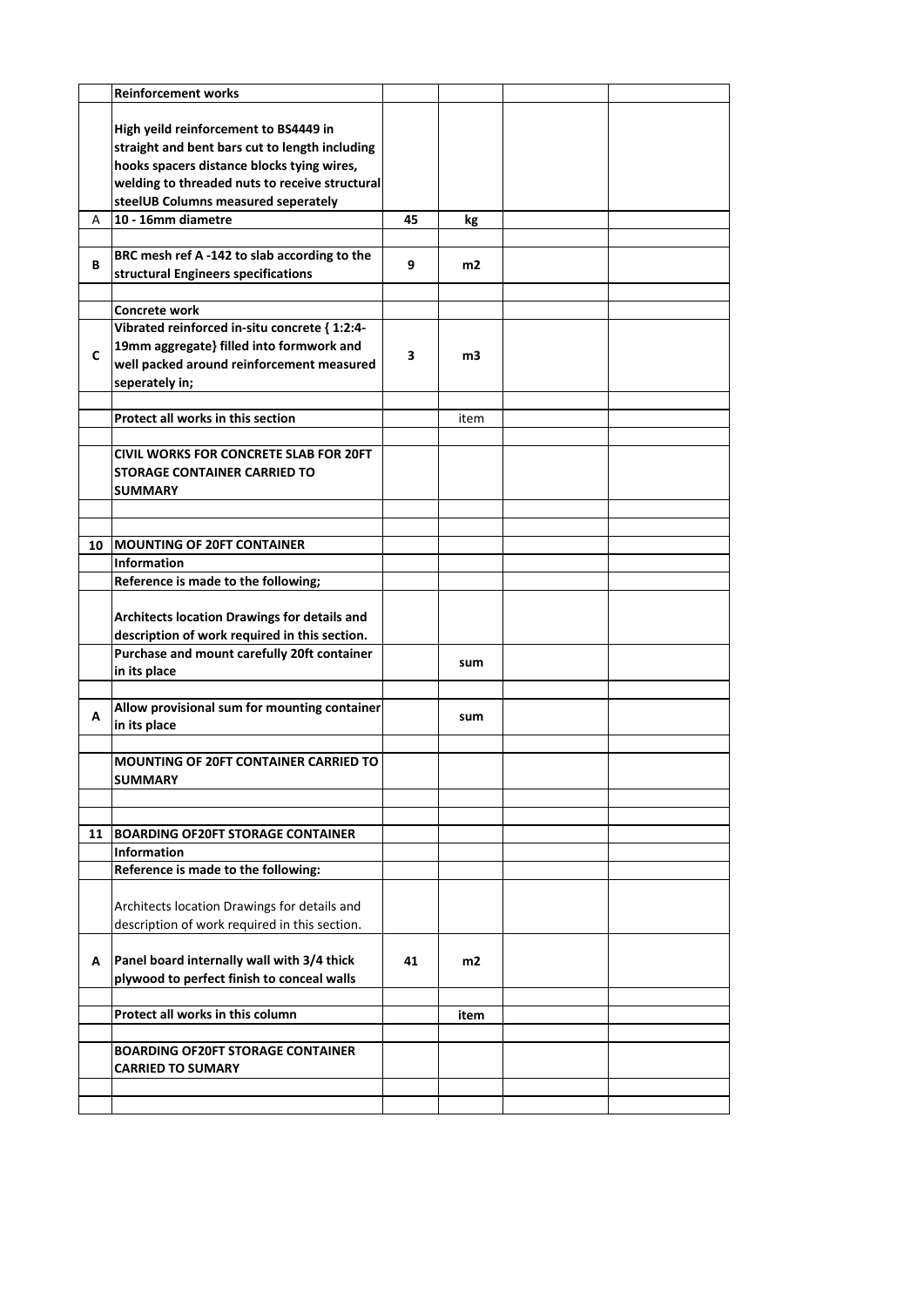| | | | | | |
|---|---|---|---|---|---|
| | **Reinforcement works** | | | | |
| | **High yeild reinforcement to BS4449 in straight and bent bars cut to length including hooks spacers distance blocks tying wires, welding to threaded nuts to receive structural steelUB Columns measured seperately** | | | | |
| A | **10 - 16mm diametre** | **45** | **kg** | | |
| | | | | | |
| **B** | **BRC mesh ref A -142 to slab according to the structural Engineers specifications** | **9** | **m2** | | |
| | | | | | |
| | **Concrete work** | | | | |
| **C** | **Vibrated reinforced in-situ concrete { 1:2:4- 19mm aggregate} filled into formwork and well packed around reinforcement measured seperately in;** | **3** | **m3** | | |
| | | | | | |
| | **Protect all works in this section** | | item | | |
| | | | | | |
| | **CIVIL WORKS FOR CONCRETE SLAB FOR 20FT STORAGE CONTAINER CARRIED TO SUMMARY** | | | | |
| | | | | | |
| | | | | | |
| **10** | **MOUNTING OF 20FT CONTAINER** | | | | |
| | **Information** | | | | |
| | **Reference is made to the following;** | | | | |
| | **Architects location Drawings for details and description of work required in this section.** | | | | |
| | **Purchase and mount carefully 20ft container in its place** | | **sum** | | |
| | | | | | |
| **A** | **Allow provisional sum for mounting container in its place** | | **sum** | | |
| | | | | | |
| | **MOUNTING OF 20FT CONTAINER CARRIED TO SUMMARY** | | | | |
| | | | | | |
| | | | | | |
| **11** | **BOARDING OF20FT STORAGE CONTAINER** | | | | |
| | **Information** | | | | |
| | **Reference is made to the following:** | | | | |
| | Architects location Drawings for details and description of work required in this section. | | | | |
| **A** | **Panel board internally wall with 3/4 thick plywood to perfect finish to conceal walls** | **41** | **m2** | | |
| | | | | | |
| | **Protect all works in this column** | | **item** | | |
| | | | | | |
| | **BOARDING OF20FT STORAGE CONTAINER CARRIED TO SUMARY** | | | | |
| | | | | | |
| | | | | | |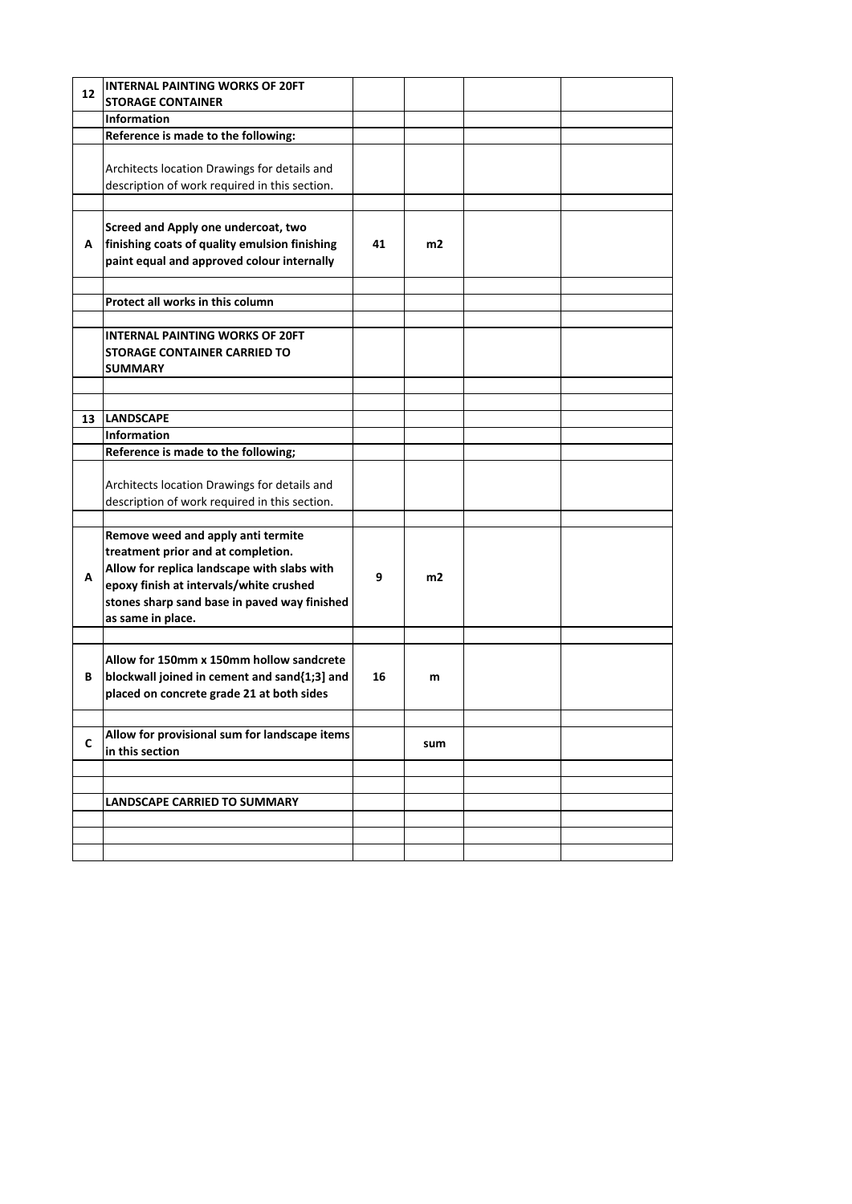| | | | | | |
|---|---|---|---|---|---|
| **12** | **INTERNAL PAINTING WORKS OF 20FT STORAGE CONTAINER** | | | | |
| | **Information** | | | | |
| | **Reference is made to the following:** | | | | |
| | Architects location Drawings for details and description of work required in this section. | | | | |
| | | | | | |
| **A** | **Screed and Apply one undercoat, two finishing coats of quality emulsion finishing paint equal and approved colour internally** | **41** | **m2** | | |
| | | | | | |
| | **Protect all works in this column** | | | | |
| | | | | | |
| | **INTERNAL PAINTING WORKS OF 20FT STORAGE CONTAINER CARRIED TO SUMMARY** | | | | |
| | | | | | |
| | | | | | |
| **13** | **LANDSCAPE** | | | | |
| | **Information** | | | | |
| | **Reference is made to the following;** | | | | |
| | Architects location Drawings for details and description of work required in this section. | | | | |
| | | | | | |
| **A** | **Remove weed and apply anti termite treatment prior and at completion. Allow for replica landscape with slabs with epoxy finish at intervals/white crushed stones sharp sand base in paved way finished as same in place.** | **9** | **m2** | | |
| | | | | | |
| **B** | **Allow for 150mm x 150mm hollow sandcrete blockwall joined in cement and sand{1;3] and placed on concrete grade 21 at both sides** | **16** | **m** | | |
| | | | | | |
| **C** | **Allow for provisional sum for landscape items in this section** | | **sum** | | |
| | | | | | |
| | | | | | |
| | **LANDSCAPE CARRIED TO SUMMARY** | | | | |
| | | | | | |
| | | | | | |
| | | | | | |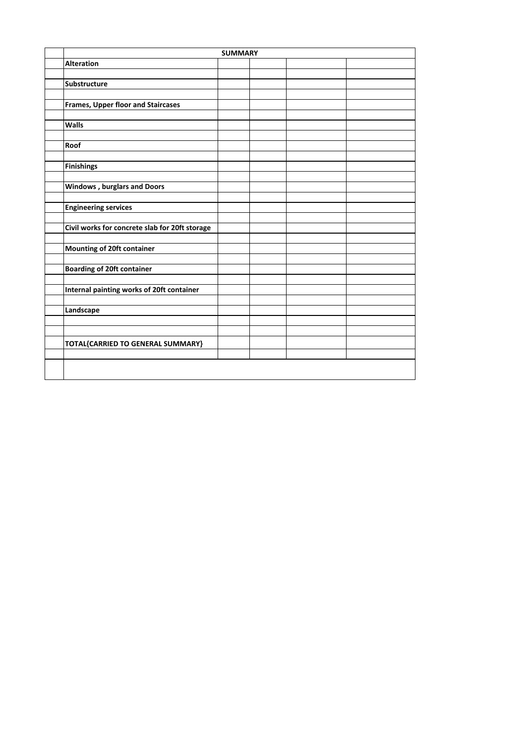| | SUMMARY | | | | |
|---|---|---|---|---|---|
| | **Alteration** | | | | |
| | | | | | |
| | **Substructure** | | | | |
| | | | | | |
| | **Frames, Upper floor and Staircases** | | | | |
| | | | | | |
| | **Walls** | | | | |
| | | | | | |
| | **Roof** | | | | |
| | | | | | |
| | **Finishings** | | | | |
| | | | | | |
| | **Windows , burglars and Doors** | | | | |
| | | | | | |
| | **Engineering services** | | | | |
| | | | | | |
| | **Civil works for concrete slab for 20ft storage** | | | | |
| | | | | | |
| | **Mounting of 20ft container** | | | | |
| | | | | | |
| | **Boarding of 20ft container** | | | | |
| | | | | | |
| | **Internal painting works of 20ft container** | | | | |
| | | | | | |
| | **Landscape** | | | | |
| | | | | | |
| | | | | | |
| | **TOTAL{CARRIED TO GENERAL SUMMARY}** | | | | |
| | | | | | |
| | | | | | |